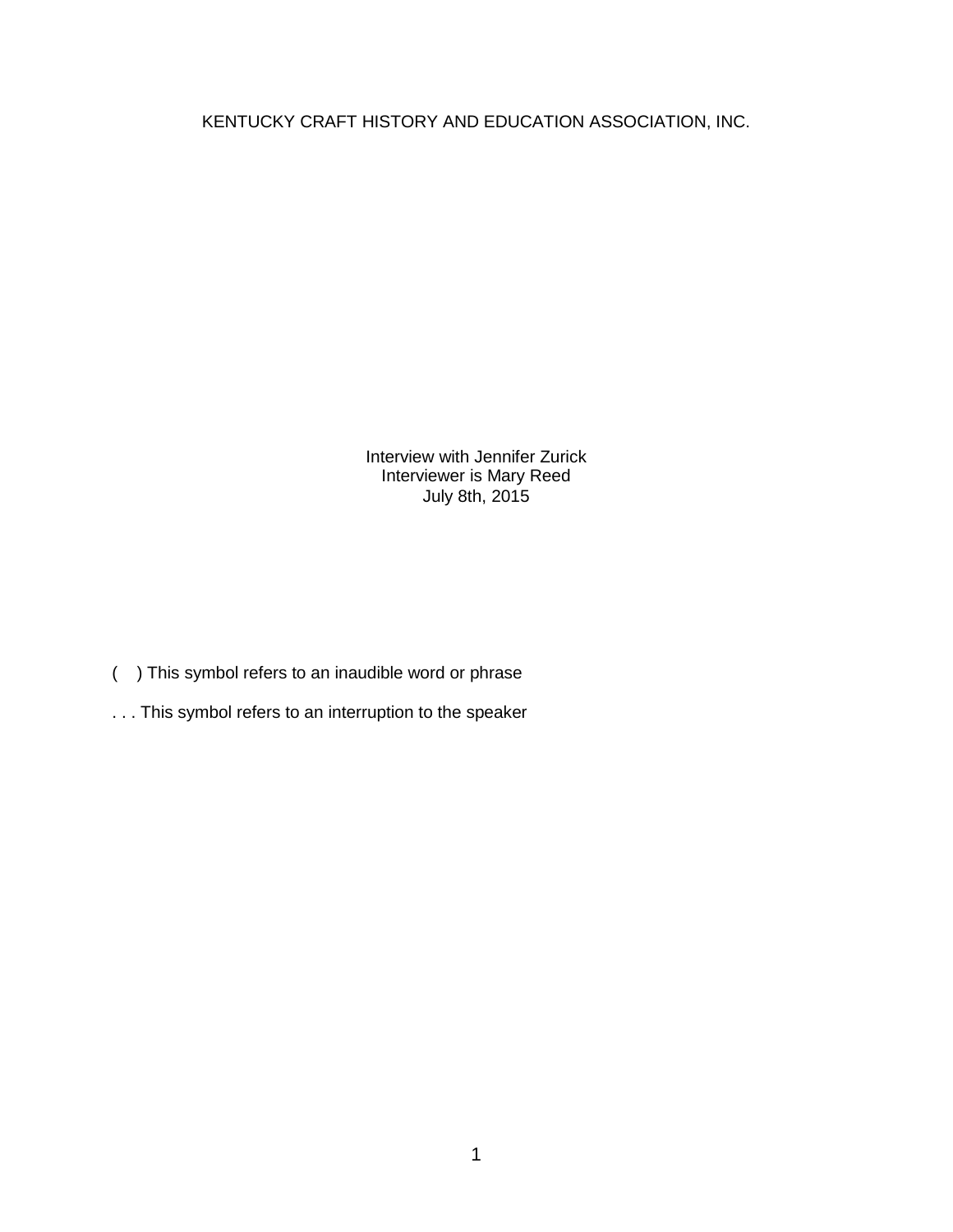# KENTUCKY CRAFT HISTORY AND EDUCATION ASSOCIATION, INC.

Interview with Jennifer Zurick
Interviewer is Mary Reed
July 8th, 2015

( ) This symbol refers to an inaudible word or phrase

. . . This symbol refers to an interruption to the speaker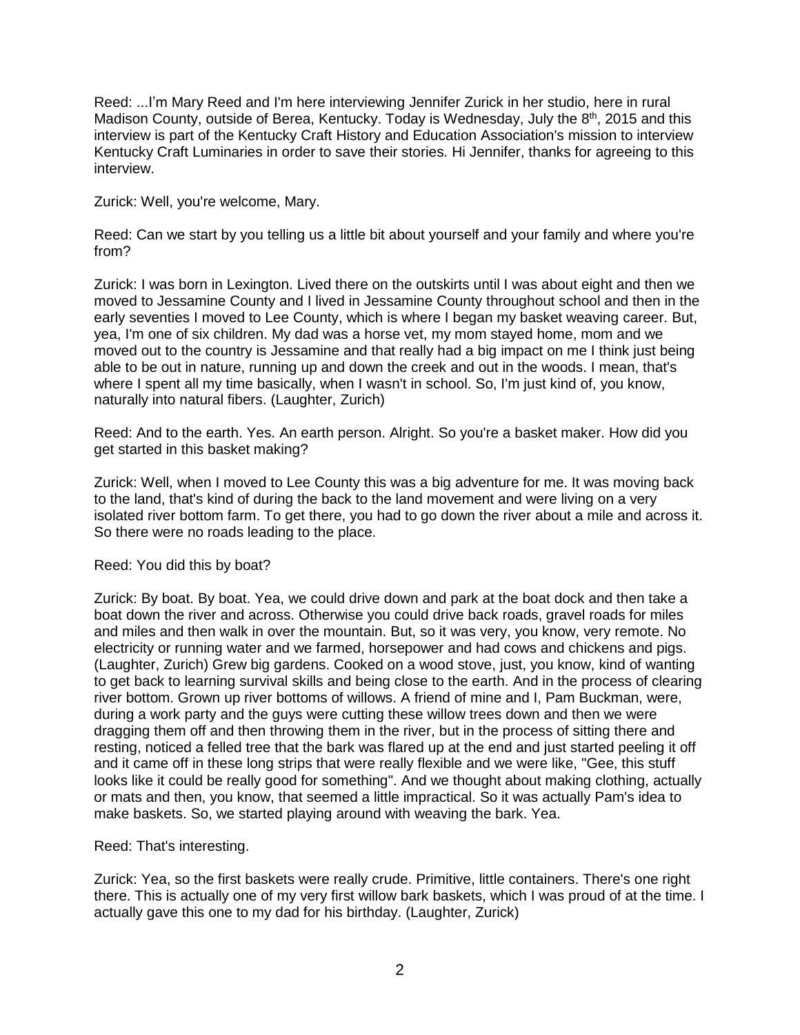Reed: ...I'm Mary Reed and I'm here interviewing Jennifer Zurick in her studio, here in rural Madison County, outside of Berea, Kentucky. Today is Wednesday, July the 8th, 2015 and this interview is part of the Kentucky Craft History and Education Association's mission to interview Kentucky Craft Luminaries in order to save their stories. Hi Jennifer, thanks for agreeing to this interview.

Zurick: Well, you're welcome, Mary.

Reed: Can we start by you telling us a little bit about yourself and your family and where you're from?

Zurick: I was born in Lexington. Lived there on the outskirts until I was about eight and then we moved to Jessamine County and I lived in Jessamine County throughout school and then in the early seventies I moved to Lee County, which is where I began my basket weaving career. But, yea, I'm one of six children. My dad was a horse vet, my mom stayed home, mom and we moved out to the country is Jessamine and that really had a big impact on me I think just being able to be out in nature, running up and down the creek and out in the woods. I mean, that's where I spent all my time basically, when I wasn't in school. So, I'm just kind of, you know, naturally into natural fibers. (Laughter, Zurich)

Reed: And to the earth. Yes. An earth person. Alright. So you're a basket maker. How did you get started in this basket making?

Zurick: Well, when I moved to Lee County this was a big adventure for me. It was moving back to the land, that's kind of during the back to the land movement and were living on a very isolated river bottom farm. To get there, you had to go down the river about a mile and across it. So there were no roads leading to the place.

Reed: You did this by boat?

Zurick: By boat. By boat. Yea, we could drive down and park at the boat dock and then take a boat down the river and across. Otherwise you could drive back roads, gravel roads for miles and miles and then walk in over the mountain. But, so it was very, you know, very remote. No electricity or running water and we farmed, horsepower and had cows and chickens and pigs. (Laughter, Zurich) Grew big gardens. Cooked on a wood stove, just, you know, kind of wanting to get back to learning survival skills and being close to the earth. And in the process of clearing river bottom. Grown up river bottoms of willows. A friend of mine and I, Pam Buckman, were, during a work party and the guys were cutting these willow trees down and then we were dragging them off and then throwing them in the river, but in the process of sitting there and resting, noticed a felled tree that the bark was flared up at the end and just started peeling it off and it came off in these long strips that were really flexible and we were like, "Gee, this stuff looks like it could be really good for something". And we thought about making clothing, actually or mats and then, you know, that seemed a little impractical. So it was actually Pam's idea to make baskets. So, we started playing around with weaving the bark. Yea.

Reed: That's interesting.

Zurick: Yea, so the first baskets were really crude. Primitive, little containers. There's one right there. This is actually one of my very first willow bark baskets, which I was proud of at the time. I actually gave this one to my dad for his birthday. (Laughter, Zurick)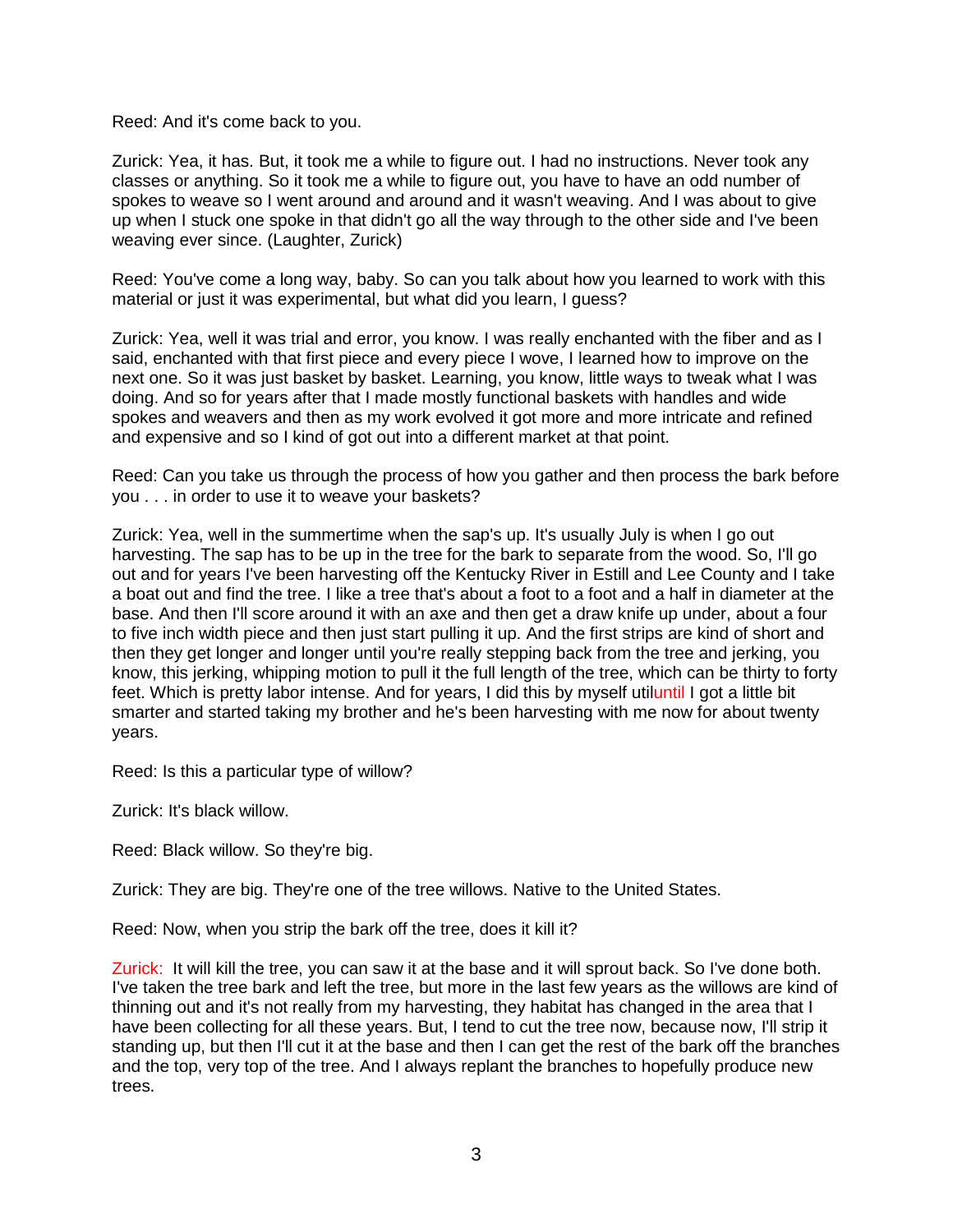Reed: And it's come back to you.

Zurick: Yea, it has. But, it took me a while to figure out. I had no instructions. Never took any classes or anything. So it took me a while to figure out, you have to have an odd number of spokes to weave so I went around and around and it wasn't weaving. And I was about to give up when I stuck one spoke in that didn't go all the way through to the other side and I've been weaving ever since. (Laughter, Zurick)

Reed: You've come a long way, baby. So can you talk about how you learned to work with this material or just it was experimental, but what did you learn, I guess?

Zurick: Yea, well it was trial and error, you know. I was really enchanted with the fiber and as I said, enchanted with that first piece and every piece I wove, I learned how to improve on the next one. So it was just basket by basket. Learning, you know, little ways to tweak what I was doing. And so for years after that I made mostly functional baskets with handles and wide spokes and weavers and then as my work evolved it got more and more intricate and refined and expensive and so I kind of got out into a different market at that point.

Reed: Can you take us through the process of how you gather and then process the bark before you . . . in order to use it to weave your baskets?

Zurick: Yea, well in the summertime when the sap's up. It's usually July is when I go out harvesting. The sap has to be up in the tree for the bark to separate from the wood. So, I'll go out and for years I've been harvesting off the Kentucky River in Estill and Lee County and I take a boat out and find the tree. I like a tree that's about a foot to a foot and a half in diameter at the base. And then I'll score around it with an axe and then get a draw knife up under, about a four to five inch width piece and then just start pulling it up. And the first strips are kind of short and then they get longer and longer until you're really stepping back from the tree and jerking, you know, this jerking, whipping motion to pull it the full length of the tree, which can be thirty to forty feet. Which is pretty labor intense. And for years, I did this by myself utiluntil I got a little bit smarter and started taking my brother and he's been harvesting with me now for about twenty years.

Reed: Is this a particular type of willow?

Zurick: It's black willow.

Reed: Black willow. So they're big.

Zurick: They are big. They're one of the tree willows. Native to the United States.

Reed: Now, when you strip the bark off the tree, does it kill it?

Zurick: It will kill the tree, you can saw it at the base and it will sprout back. So I've done both. I've taken the tree bark and left the tree, but more in the last few years as the willows are kind of thinning out and it's not really from my harvesting, they habitat has changed in the area that I have been collecting for all these years. But, I tend to cut the tree now, because now, I'll strip it standing up, but then I'll cut it at the base and then I can get the rest of the bark off the branches and the top, very top of the tree. And I always replant the branches to hopefully produce new trees.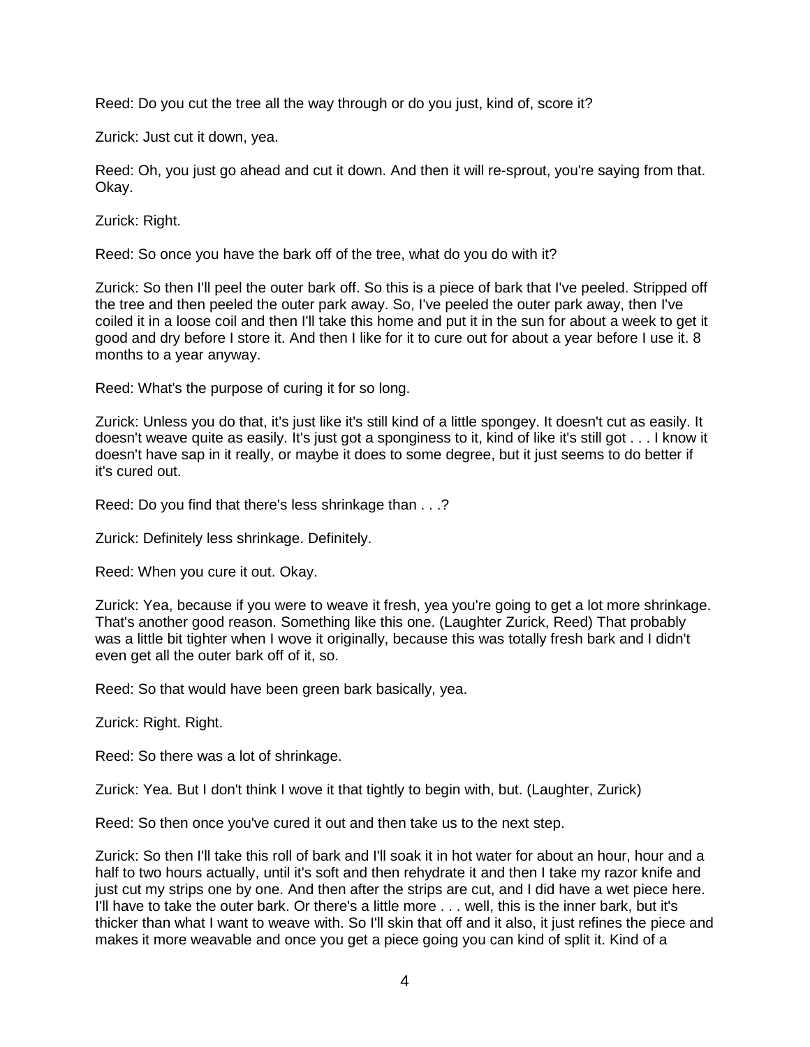Reed: Do you cut the tree all the way through or do you just, kind of, score it?

Zurick: Just cut it down, yea.

Reed: Oh, you just go ahead and cut it down. And then it will re-sprout, you're saying from that. Okay.

Zurick: Right.

Reed: So once you have the bark off of the tree, what do you do with it?

Zurick: So then I'll peel the outer bark off. So this is a piece of bark that I've peeled. Stripped off the tree and then peeled the outer park away. So, I've peeled the outer park away, then I've coiled it in a loose coil and then I'll take this home and put it in the sun for about a week to get it good and dry before I store it. And then I like for it to cure out for about a year before I use it. 8 months to a year anyway.

Reed: What's the purpose of curing it for so long.

Zurick: Unless you do that, it's just like it's still kind of a little spongey. It doesn't cut as easily. It doesn't weave quite as easily. It's just got a sponginess to it, kind of like it's still got . . . I know it doesn't have sap in it really, or maybe it does to some degree, but it just seems to do better if it's cured out.

Reed: Do you find that there's less shrinkage than . . .?

Zurick: Definitely less shrinkage. Definitely.

Reed: When you cure it out. Okay.

Zurick: Yea, because if you were to weave it fresh, yea you're going to get a lot more shrinkage. That's another good reason. Something like this one. (Laughter Zurick, Reed) That probably was a little bit tighter when I wove it originally, because this was totally fresh bark and I didn't even get all the outer bark off of it, so.

Reed: So that would have been green bark basically, yea.

Zurick: Right. Right.

Reed: So there was a lot of shrinkage.

Zurick: Yea. But I don't think I wove it that tightly to begin with, but. (Laughter, Zurick)

Reed: So then once you've cured it out and then take us to the next step.

Zurick: So then I'll take this roll of bark and I'll soak it in hot water for about an hour, hour and a half to two hours actually, until it's soft and then rehydrate it and then I take my razor knife and just cut my strips one by one. And then after the strips are cut, and I did have a wet piece here. I'll have to take the outer bark. Or there's a little more . . . well, this is the inner bark, but it's thicker than what I want to weave with. So I'll skin that off and it also, it just refines the piece and makes it more weavable and once you get a piece going you can kind of split it. Kind of a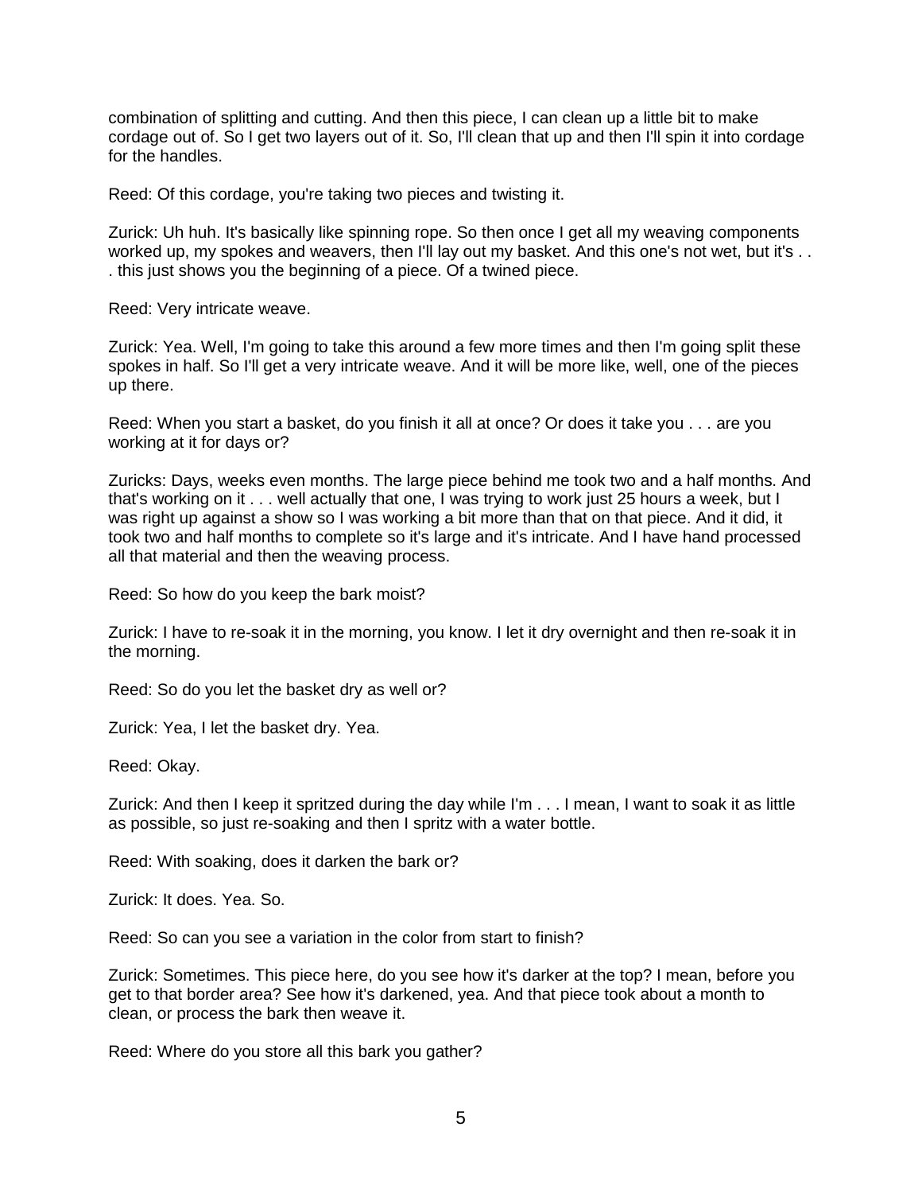combination of splitting and cutting. And then this piece, I can clean up a little bit to make cordage out of. So I get two layers out of it. So, I'll clean that up and then I'll spin it into cordage for the handles.

Reed: Of this cordage, you're taking two pieces and twisting it.

Zurick: Uh huh. It's basically like spinning rope. So then once I get all my weaving components worked up, my spokes and weavers, then I'll lay out my basket. And this one's not wet, but it's . . . this just shows you the beginning of a piece. Of a twined piece.

Reed: Very intricate weave.

Zurick: Yea. Well, I'm going to take this around a few more times and then I'm going split these spokes in half. So I'll get a very intricate weave. And it will be more like, well, one of the pieces up there.

Reed: When you start a basket, do you finish it all at once? Or does it take you . . . are you working at it for days or?

Zuricks: Days, weeks even months. The large piece behind me took two and a half months. And that's working on it . . . well actually that one, I was trying to work just 25 hours a week, but I was right up against a show so I was working a bit more than that on that piece. And it did, it took two and half months to complete so it's large and it's intricate. And I have hand processed all that material and then the weaving process.

Reed: So how do you keep the bark moist?

Zurick: I have to re-soak it in the morning, you know. I let it dry overnight and then re-soak it in the morning.

Reed: So do you let the basket dry as well or?

Zurick: Yea, I let the basket dry. Yea.

Reed: Okay.

Zurick: And then I keep it spritzed during the day while I'm . . . I mean, I want to soak it as little as possible, so just re-soaking and then I spritz with a water bottle.

Reed: With soaking, does it darken the bark or?

Zurick: It does. Yea. So.

Reed: So can you see a variation in the color from start to finish?

Zurick: Sometimes. This piece here, do you see how it's darker at the top? I mean, before you get to that border area? See how it's darkened, yea. And that piece took about a month to clean, or process the bark then weave it.

Reed: Where do you store all this bark you gather?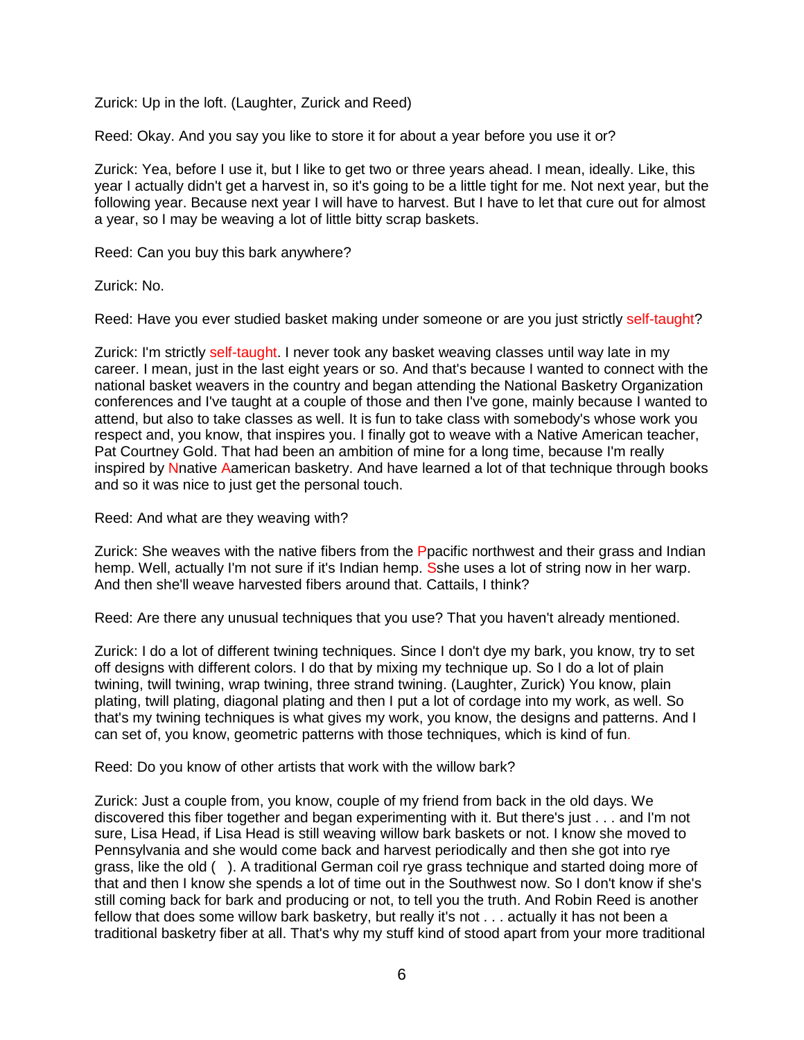Zurick: Up in the loft. (Laughter, Zurick and Reed)

Reed: Okay. And you say you like to store it for about a year before you use it or?

Zurick: Yea, before I use it, but I like to get two or three years ahead. I mean, ideally. Like, this year I actually didn't get a harvest in, so it's going to be a little tight for me. Not next year, but the following year. Because next year I will have to harvest. But I have to let that cure out for almost a year, so I may be weaving a lot of little bitty scrap baskets.

Reed: Can you buy this bark anywhere?

Zurick: No.

Reed: Have you ever studied basket making under someone or are you just strictly self-taught?

Zurick: I'm strictly self-taught. I never took any basket weaving classes until way late in my career. I mean, just in the last eight years or so. And that's because I wanted to connect with the national basket weavers in the country and began attending the National Basketry Organization conferences and I've taught at a couple of those and then I've gone, mainly because I wanted to attend, but also to take classes as well. It is fun to take class with somebody's whose work you respect and, you know, that inspires you. I finally got to weave with a Native American teacher, Pat Courtney Gold. That had been an ambition of mine for a long time, because I'm really inspired by Nnative Aamerican basketry. And have learned a lot of that technique through books and so it was nice to just get the personal touch.

Reed: And what are they weaving with?

Zurick: She weaves with the native fibers from the Ppacific northwest and their grass and Indian hemp. Well, actually I'm not sure if it's Indian hemp. Sshe uses a lot of string now in her warp. And then she'll weave harvested fibers around that. Cattails, I think?

Reed: Are there any unusual techniques that you use? That you haven't already mentioned.

Zurick: I do a lot of different twining techniques. Since I don't dye my bark, you know, try to set off designs with different colors. I do that by mixing my technique up. So I do a lot of plain twining, twill twining, wrap twining, three strand twining. (Laughter, Zurick) You know, plain plating, twill plating, diagonal plating and then I put a lot of cordage into my work, as well. So that's my twining techniques is what gives my work, you know, the designs and patterns. And I can set of, you know, geometric patterns with those techniques, which is kind of fun.

Reed: Do you know of other artists that work with the willow bark?

Zurick: Just a couple from, you know, couple of my friend from back in the old days. We discovered this fiber together and began experimenting with it. But there's just . . . and I'm not sure, Lisa Head, if Lisa Head is still weaving willow bark baskets or not. I know she moved to Pennsylvania and she would come back and harvest periodically and then she got into rye grass, like the old ( ). A traditional German coil rye grass technique and started doing more of that and then I know she spends a lot of time out in the Southwest now. So I don't know if she's still coming back for bark and producing or not, to tell you the truth. And Robin Reed is another fellow that does some willow bark basketry, but really it's not . . . actually it has not been a traditional basketry fiber at all. That's why my stuff kind of stood apart from your more traditional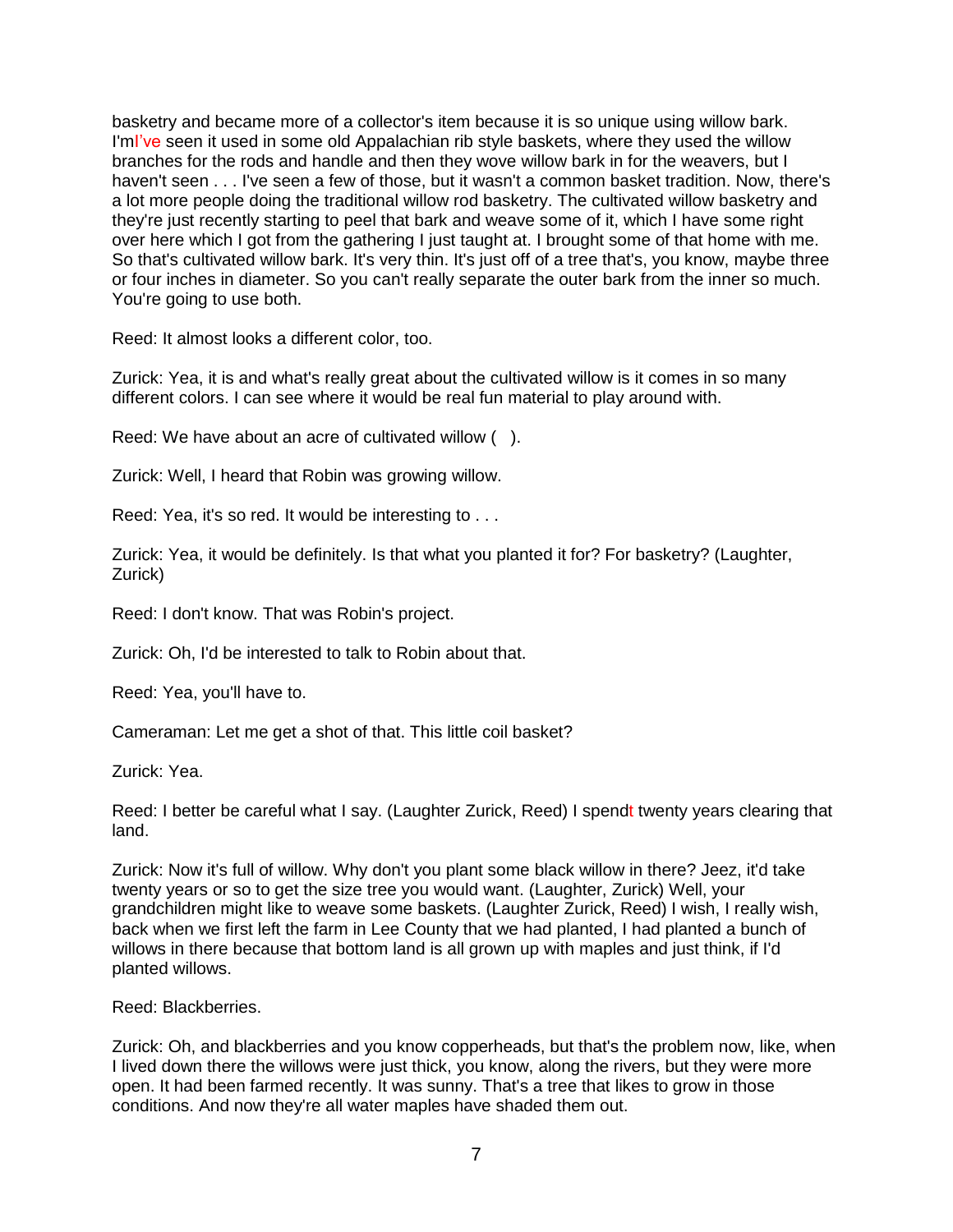basketry and became more of a collector's item because it is so unique using willow bark. I'mI've seen it used in some old Appalachian rib style baskets, where they used the willow branches for the rods and handle and then they wove willow bark in for the weavers, but I haven't seen . . . I've seen a few of those, but it wasn't a common basket tradition. Now, there's a lot more people doing the traditional willow rod basketry. The cultivated willow basketry and they're just recently starting to peel that bark and weave some of it, which I have some right over here which I got from the gathering I just taught at. I brought some of that home with me. So that's cultivated willow bark. It's very thin. It's just off of a tree that's, you know, maybe three or four inches in diameter. So you can't really separate the outer bark from the inner so much. You're going to use both.

Reed: It almost looks a different color, too.

Zurick: Yea, it is and what's really great about the cultivated willow is it comes in so many different colors. I can see where it would be real fun material to play around with.

Reed: We have about an acre of cultivated willow (   ).

Zurick: Well, I heard that Robin was growing willow.

Reed: Yea, it's so red. It would be interesting to . . .

Zurick: Yea, it would be definitely. Is that what you planted it for? For basketry? (Laughter, Zurick)

Reed: I don't know. That was Robin's project.

Zurick: Oh, I'd be interested to talk to Robin about that.

Reed: Yea, you'll have to.

Cameraman: Let me get a shot of that. This little coil basket?

Zurick: Yea.

Reed: I better be careful what I say. (Laughter Zurick, Reed) I spendt twenty years clearing that land.

Zurick: Now it's full of willow. Why don't you plant some black willow in there? Jeez, it'd take twenty years or so to get the size tree you would want. (Laughter, Zurick) Well, your grandchildren might like to weave some baskets. (Laughter Zurick, Reed) I wish, I really wish, back when we first left the farm in Lee County that we had planted, I had planted a bunch of willows in there because that bottom land is all grown up with maples and just think, if I'd planted willows.

Reed: Blackberries.

Zurick: Oh, and blackberries and you know copperheads, but that's the problem now, like, when I lived down there the willows were just thick, you know, along the rivers, but they were more open. It had been farmed recently. It was sunny. That's a tree that likes to grow in those conditions. And now they're all water maples have shaded them out.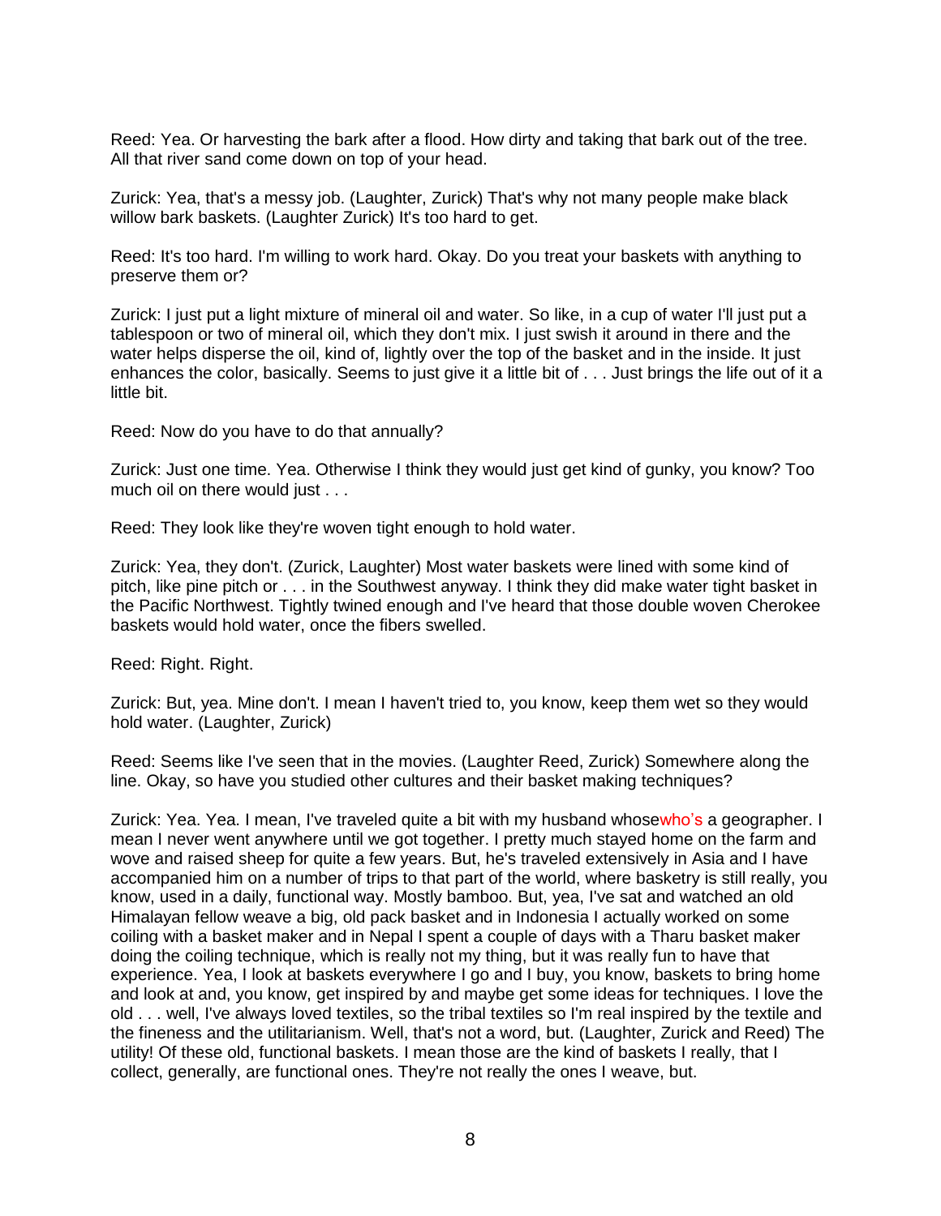Reed: Yea. Or harvesting the bark after a flood. How dirty and taking that bark out of the tree. All that river sand come down on top of your head.

Zurick: Yea, that's a messy job. (Laughter, Zurick) That's why not many people make black willow bark baskets. (Laughter Zurick) It's too hard to get.

Reed: It's too hard. I'm willing to work hard. Okay. Do you treat your baskets with anything to preserve them or?

Zurick: I just put a light mixture of mineral oil and water. So like, in a cup of water I'll just put a tablespoon or two of mineral oil, which they don't mix. I just swish it around in there and the water helps disperse the oil, kind of, lightly over the top of the basket and in the inside. It just enhances the color, basically. Seems to just give it a little bit of . . . Just brings the life out of it a little bit.

Reed: Now do you have to do that annually?

Zurick: Just one time. Yea. Otherwise I think they would just get kind of gunky, you know? Too much oil on there would just . . .

Reed: They look like they're woven tight enough to hold water.

Zurick: Yea, they don't. (Zurick, Laughter) Most water baskets were lined with some kind of pitch, like pine pitch or . . . in the Southwest anyway. I think they did make water tight basket in the Pacific Northwest. Tightly twined enough and I've heard that those double woven Cherokee baskets would hold water, once the fibers swelled.

Reed: Right. Right.

Zurick: But, yea. Mine don't. I mean I haven't tried to, you know, keep them wet so they would hold water. (Laughter, Zurick)

Reed: Seems like I've seen that in the movies. (Laughter Reed, Zurick) Somewhere along the line. Okay, so have you studied other cultures and their basket making techniques?

Zurick: Yea. Yea. I mean, I've traveled quite a bit with my husband whosewho's a geographer. I mean I never went anywhere until we got together. I pretty much stayed home on the farm and wove and raised sheep for quite a few years. But, he's traveled extensively in Asia and I have accompanied him on a number of trips to that part of the world, where basketry is still really, you know, used in a daily, functional way. Mostly bamboo. But, yea, I've sat and watched an old Himalayan fellow weave a big, old pack basket and in Indonesia I actually worked on some coiling with a basket maker and in Nepal I spent a couple of days with a Tharu basket maker doing the coiling technique, which is really not my thing, but it was really fun to have that experience. Yea, I look at baskets everywhere I go and I buy, you know, baskets to bring home and look at and, you know, get inspired by and maybe get some ideas for techniques. I love the old . . . well, I've always loved textiles, so the tribal textiles so I'm real inspired by the textile and the fineness and the utilitarianism. Well, that's not a word, but. (Laughter, Zurick and Reed) The utility! Of these old, functional baskets. I mean those are the kind of baskets I really, that I collect, generally, are functional ones. They're not really the ones I weave, but.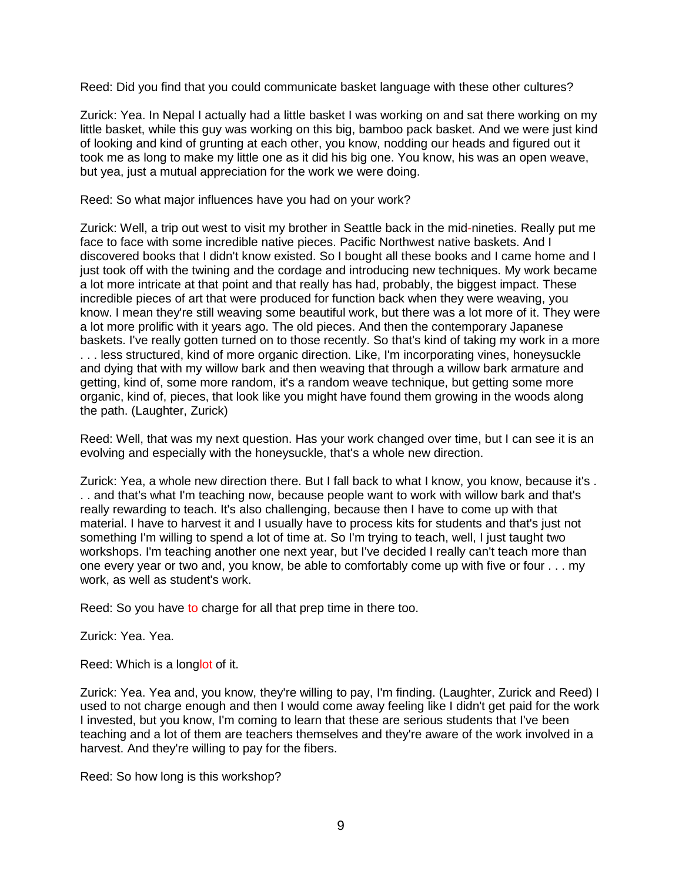Reed: Did you find that you could communicate basket language with these other cultures?

Zurick: Yea. In Nepal I actually had a little basket I was working on and sat there working on my little basket, while this guy was working on this big, bamboo pack basket. And we were just kind of looking and kind of grunting at each other, you know, nodding our heads and figured out it took me as long to make my little one as it did his big one. You know, his was an open weave, but yea, just a mutual appreciation for the work we were doing.

Reed: So what major influences have you had on your work?

Zurick: Well, a trip out west to visit my brother in Seattle back in the mid-nineties. Really put me face to face with some incredible native pieces. Pacific Northwest native baskets. And I discovered books that I didn't know existed. So I bought all these books and I came home and I just took off with the twining and the cordage and introducing new techniques. My work became a lot more intricate at that point and that really has had, probably, the biggest impact. These incredible pieces of art that were produced for function back when they were weaving, you know. I mean they're still weaving some beautiful work, but there was a lot more of it. They were a lot more prolific with it years ago. The old pieces. And then the contemporary Japanese baskets. I've really gotten turned on to those recently. So that's kind of taking my work in a more . . . less structured, kind of more organic direction. Like, I'm incorporating vines, honeysuckle and dying that with my willow bark and then weaving that through a willow bark armature and getting, kind of, some more random, it's a random weave technique, but getting some more organic, kind of, pieces, that look like you might have found them growing in the woods along the path. (Laughter, Zurick)

Reed: Well, that was my next question. Has your work changed over time, but I can see it is an evolving and especially with the honeysuckle, that's a whole new direction.

Zurick: Yea, a whole new direction there. But I fall back to what I know, you know, because it's . . . and that's what I'm teaching now, because people want to work with willow bark and that's really rewarding to teach. It's also challenging, because then I have to come up with that material. I have to harvest it and I usually have to process kits for students and that's just not something I'm willing to spend a lot of time at. So I'm trying to teach, well, I just taught two workshops. I'm teaching another one next year, but I've decided I really can't teach more than one every year or two and, you know, be able to comfortably come up with five or four . . . my work, as well as student's work.

Reed: So you have to charge for all that prep time in there too.

Zurick: Yea. Yea.

Reed: Which is a longlot of it.

Zurick: Yea. Yea and, you know, they're willing to pay, I'm finding. (Laughter, Zurick and Reed) I used to not charge enough and then I would come away feeling like I didn't get paid for the work I invested, but you know, I'm coming to learn that these are serious students that I've been teaching and a lot of them are teachers themselves and they're aware of the work involved in a harvest. And they're willing to pay for the fibers.

Reed: So how long is this workshop?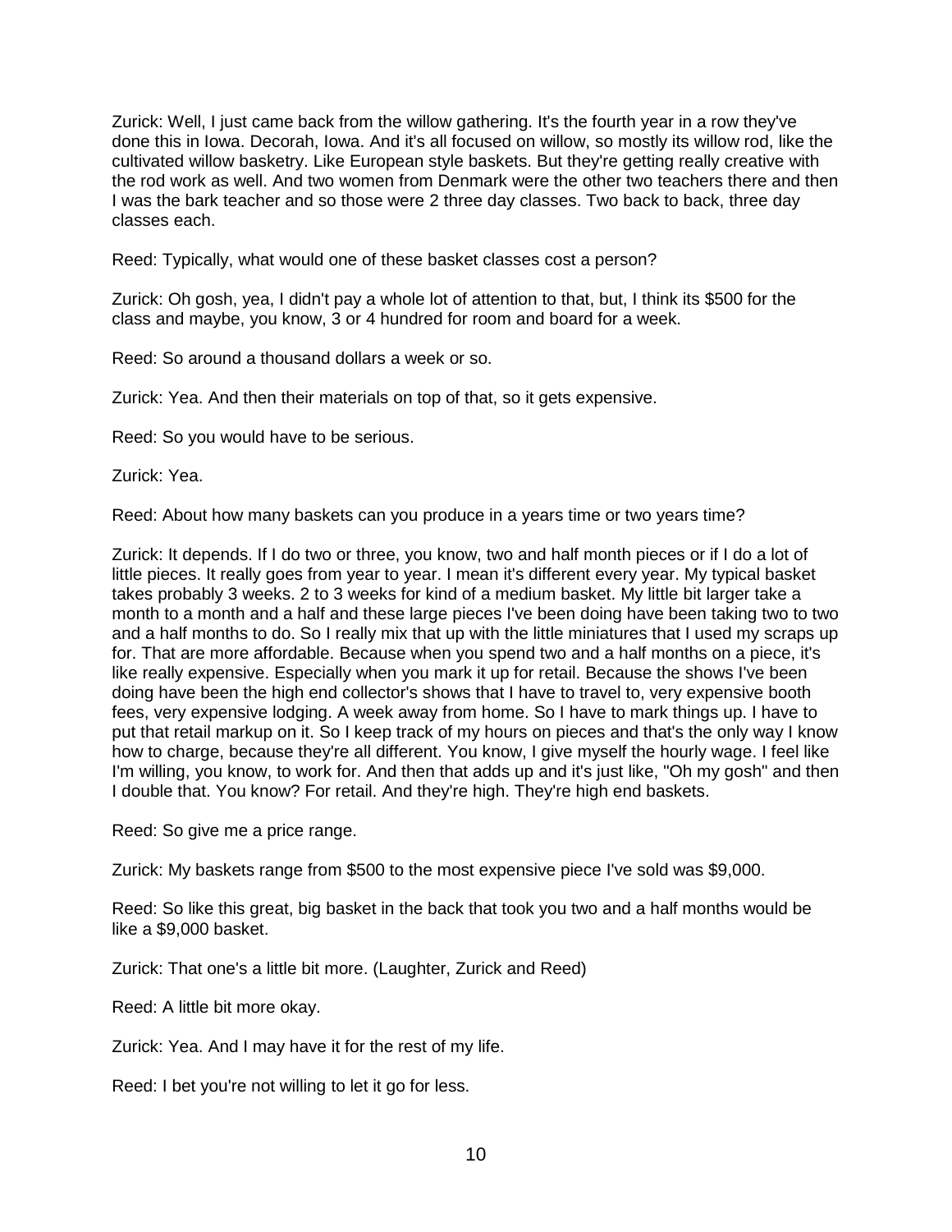Zurick: Well, I just came back from the willow gathering. It's the fourth year in a row they've done this in Iowa. Decorah, Iowa. And it's all focused on willow, so mostly its willow rod, like the cultivated willow basketry. Like European style baskets. But they're getting really creative with the rod work as well. And two women from Denmark were the other two teachers there and then I was the bark teacher and so those were 2 three day classes. Two back to back, three day classes each.

Reed: Typically, what would one of these basket classes cost a person?

Zurick: Oh gosh, yea, I didn't pay a whole lot of attention to that, but, I think its $500 for the class and maybe, you know, 3 or 4 hundred for room and board for a week.

Reed: So around a thousand dollars a week or so.

Zurick: Yea. And then their materials on top of that, so it gets expensive.

Reed: So you would have to be serious.

Zurick: Yea.

Reed: About how many baskets can you produce in a years time or two years time?

Zurick: It depends. If I do two or three, you know, two and half month pieces or if I do a lot of little pieces. It really goes from year to year. I mean it's different every year. My typical basket takes probably 3 weeks. 2 to 3 weeks for kind of a medium basket. My little bit larger take a month to a month and a half and these large pieces I've been doing have been taking two to two and a half months to do. So I really mix that up with the little miniatures that I used my scraps up for. That are more affordable. Because when you spend two and a half months on a piece, it's like really expensive. Especially when you mark it up for retail. Because the shows I've been doing have been the high end collector's shows that I have to travel to, very expensive booth fees, very expensive lodging. A week away from home. So I have to mark things up. I have to put that retail markup on it. So I keep track of my hours on pieces and that's the only way I know how to charge, because they're all different. You know, I give myself the hourly wage. I feel like I'm willing, you know, to work for. And then that adds up and it's just like, "Oh my gosh" and then I double that. You know? For retail. And they're high. They're high end baskets.

Reed: So give me a price range.

Zurick: My baskets range from $500 to the most expensive piece I've sold was $9,000.

Reed: So like this great, big basket in the back that took you two and a half months would be like a $9,000 basket.

Zurick: That one's a little bit more. (Laughter, Zurick and Reed)

Reed: A little bit more okay.

Zurick: Yea. And I may have it for the rest of my life.

Reed: I bet you're not willing to let it go for less.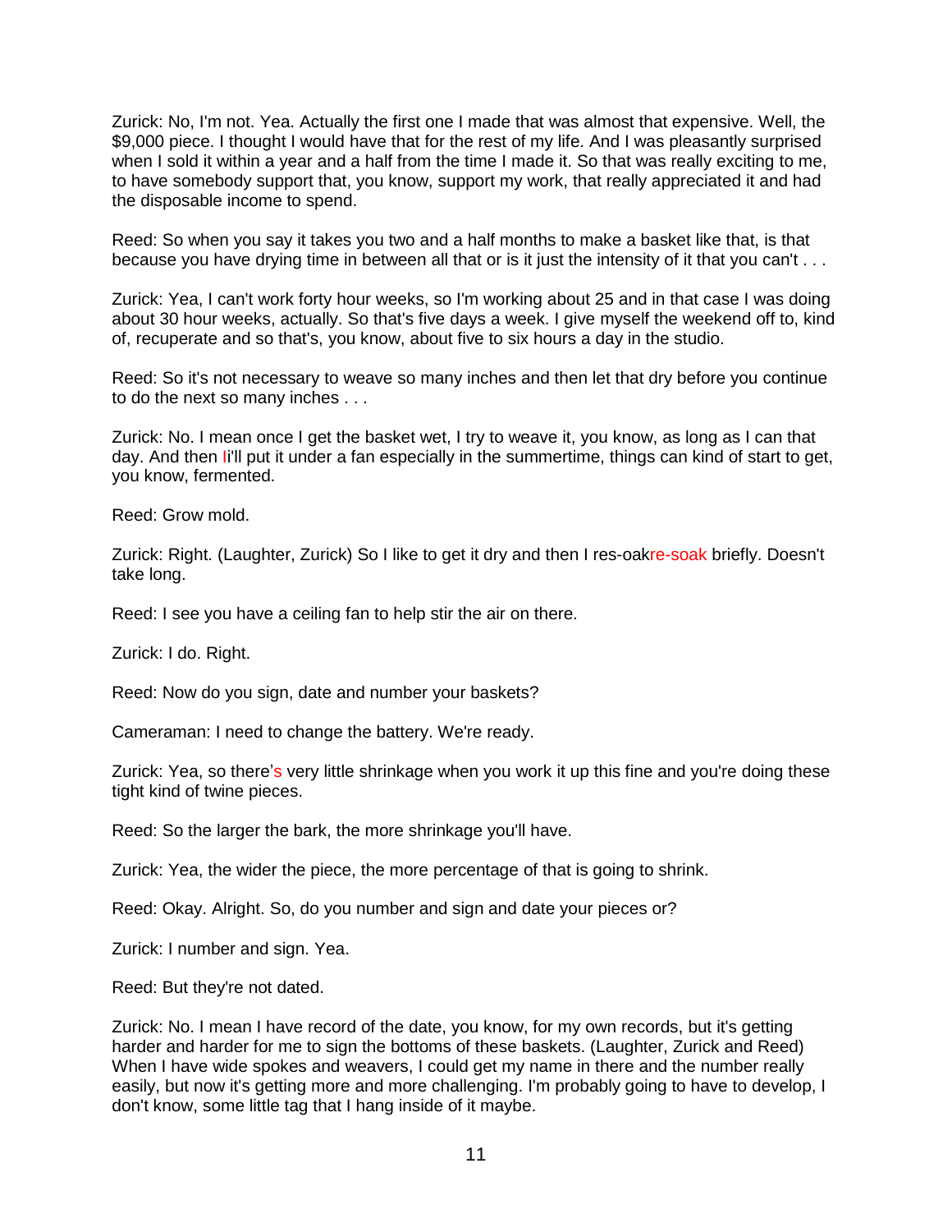Zurick: No, I'm not. Yea. Actually the first one I made that was almost that expensive. Well, the $9,000 piece. I thought I would have that for the rest of my life. And I was pleasantly surprised when I sold it within a year and a half from the time I made it. So that was really exciting to me, to have somebody support that, you know, support my work, that really appreciated it and had the disposable income to spend.

Reed: So when you say it takes you two and a half months to make a basket like that, is that because you have drying time in between all that or is it just the intensity of it that you can't . . .

Zurick: Yea, I can't work forty hour weeks, so I'm working about 25 and in that case I was doing about 30 hour weeks, actually. So that's five days a week. I give myself the weekend off to, kind of, recuperate and so that's, you know, about five to six hours a day in the studio.

Reed: So it's not necessary to weave so many inches and then let that dry before you continue to do the next so many inches . . .

Zurick: No. I mean once I get the basket wet, I try to weave it, you know, as long as I can that day. And then Ii'll put it under a fan especially in the summertime, things can kind of start to get, you know, fermented.

Reed: Grow mold.

Zurick: Right. (Laughter, Zurick) So I like to get it dry and then I res-oakre-soak briefly. Doesn't take long.

Reed: I see you have a ceiling fan to help stir the air on there.

Zurick: I do. Right.

Reed: Now do you sign, date and number your baskets?

Cameraman: I need to change the battery. We're ready.

Zurick: Yea, so there's very little shrinkage when you work it up this fine and you're doing these tight kind of twine pieces.

Reed: So the larger the bark, the more shrinkage you'll have.

Zurick: Yea, the wider the piece, the more percentage of that is going to shrink.

Reed: Okay. Alright. So, do you number and sign and date your pieces or?

Zurick: I number and sign. Yea.

Reed: But they're not dated.

Zurick: No. I mean I have record of the date, you know, for my own records, but it's getting harder and harder for me to sign the bottoms of these baskets. (Laughter, Zurick and Reed) When I have wide spokes and weavers, I could get my name in there and the number really easily, but now it's getting more and more challenging. I'm probably going to have to develop, I don't know, some little tag that I hang inside of it maybe.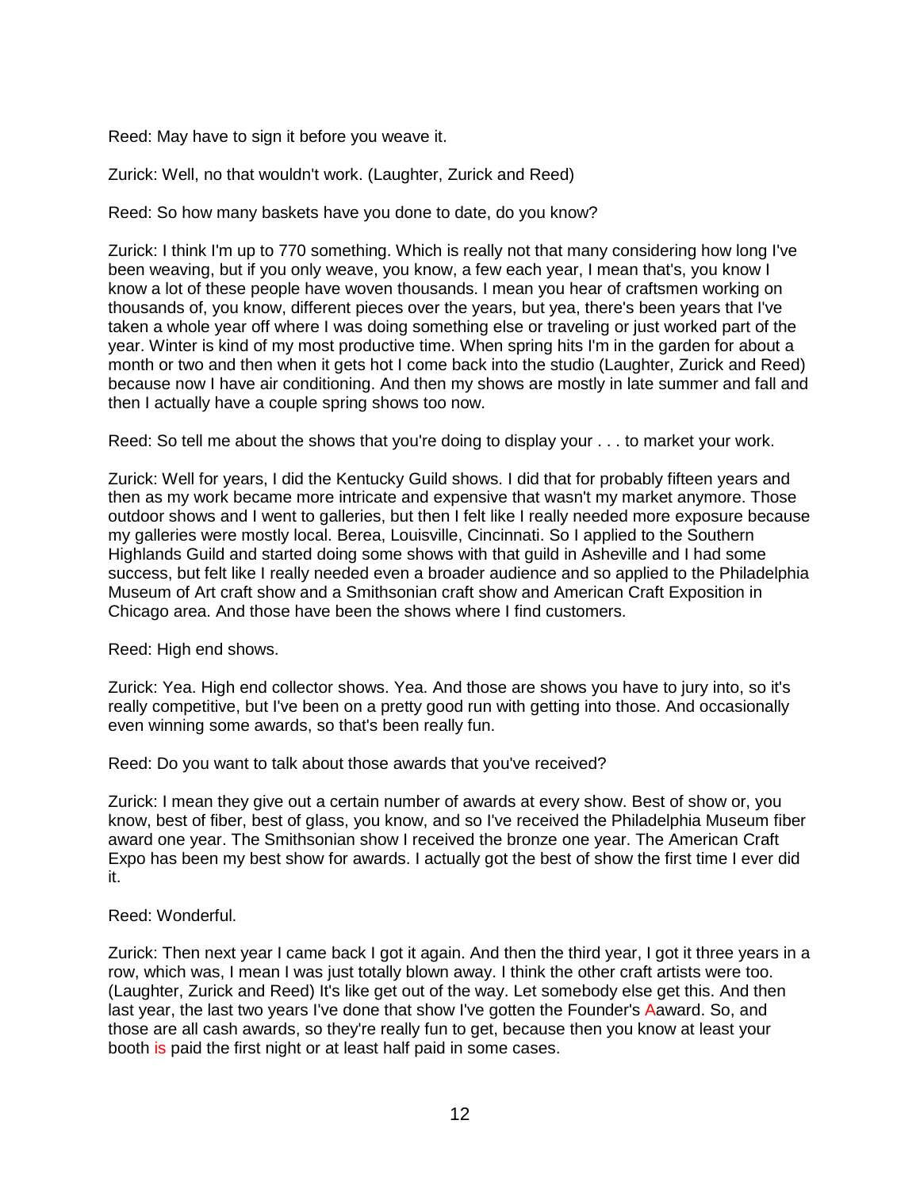Reed: May have to sign it before you weave it.

Zurick: Well, no that wouldn't work. (Laughter, Zurick and Reed)

Reed: So how many baskets have you done to date, do you know?

Zurick: I think I'm up to 770 something. Which is really not that many considering how long I've been weaving, but if you only weave, you know, a few each year, I mean that's, you know I know a lot of these people have woven thousands. I mean you hear of craftsmen working on thousands of, you know, different pieces over the years, but yea, there's been years that I've taken a whole year off where I was doing something else or traveling or just worked part of the year. Winter is kind of my most productive time. When spring hits I'm in the garden for about a month or two and then when it gets hot I come back into the studio (Laughter, Zurick and Reed) because now I have air conditioning. And then my shows are mostly in late summer and fall and then I actually have a couple spring shows too now.

Reed: So tell me about the shows that you're doing to display your . . . to market your work.

Zurick: Well for years, I did the Kentucky Guild shows. I did that for probably fifteen years and then as my work became more intricate and expensive that wasn't my market anymore. Those outdoor shows and I went to galleries, but then I felt like I really needed more exposure because my galleries were mostly local. Berea, Louisville, Cincinnati. So I applied to the Southern Highlands Guild and started doing some shows with that guild in Asheville and I had some success, but felt like I really needed even a broader audience and so applied to the Philadelphia Museum of Art craft show and a Smithsonian craft show and American Craft Exposition in Chicago area. And those have been the shows where I find customers.

Reed: High end shows.

Zurick: Yea. High end collector shows. Yea. And those are shows you have to jury into, so it's really competitive, but I've been on a pretty good run with getting into those. And occasionally even winning some awards, so that's been really fun.

Reed: Do you want to talk about those awards that you've received?

Zurick: I mean they give out a certain number of awards at every show. Best of show or, you know, best of fiber, best of glass, you know, and so I've received the Philadelphia Museum fiber award one year. The Smithsonian show I received the bronze one year. The American Craft Expo has been my best show for awards. I actually got the best of show the first time I ever did it.

Reed: Wonderful.

Zurick: Then next year I came back I got it again. And then the third year, I got it three years in a row, which was, I mean I was just totally blown away. I think the other craft artists were too. (Laughter, Zurick and Reed) It's like get out of the way. Let somebody else get this. And then last year, the last two years I've done that show I've gotten the Founder's Aaward. So, and those are all cash awards, so they're really fun to get, because then you know at least your booth is paid the first night or at least half paid in some cases.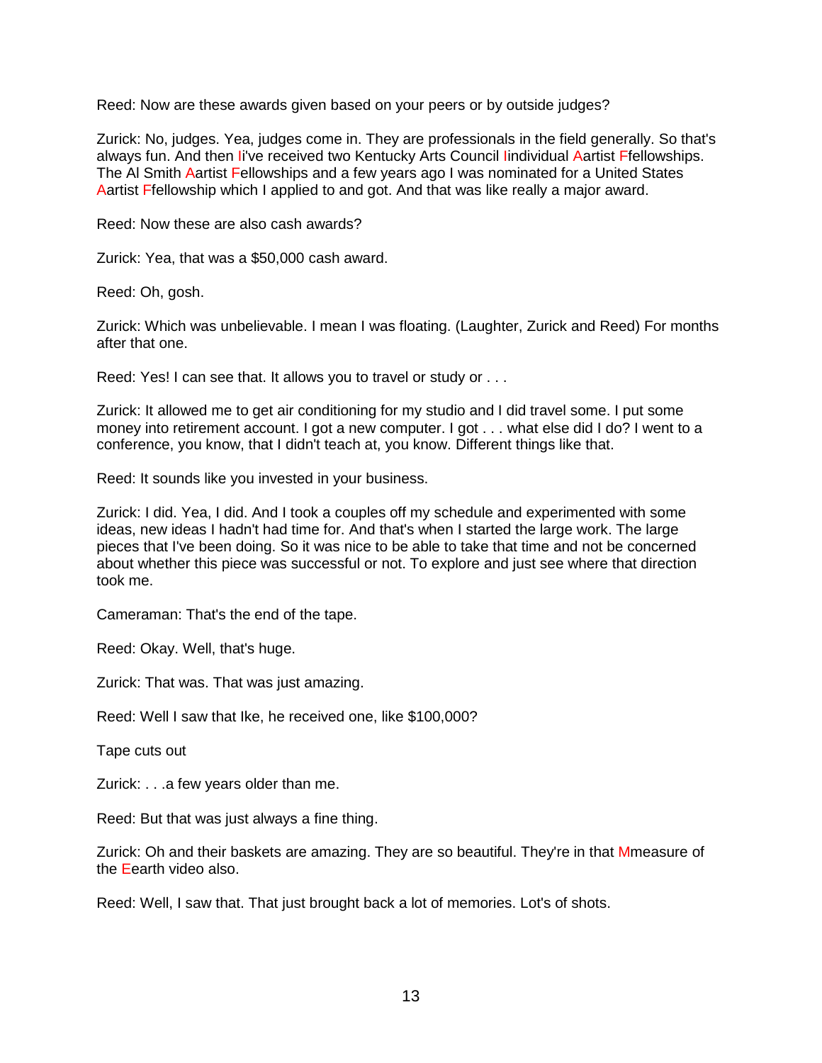Reed: Now are these awards given based on your peers or by outside judges?

Zurick: No, judges. Yea, judges come in. They are professionals in the field generally. So that's always fun. And then Ii've received two Kentucky Arts Council Iindividual Aartist Ffellowships. The Al Smith Aartist Fellowships and a few years ago I was nominated for a United States Aartist Ffellowship which I applied to and got. And that was like really a major award.

Reed: Now these are also cash awards?

Zurick: Yea, that was a $50,000 cash award.

Reed: Oh, gosh.

Zurick: Which was unbelievable. I mean I was floating. (Laughter, Zurick and Reed) For months after that one.

Reed: Yes! I can see that. It allows you to travel or study or . . .

Zurick: It allowed me to get air conditioning for my studio and I did travel some. I put some money into retirement account. I got a new computer. I got . . . what else did I do? I went to a conference, you know, that I didn't teach at, you know. Different things like that.

Reed: It sounds like you invested in your business.

Zurick: I did. Yea, I did. And I took a couples off my schedule and experimented with some ideas, new ideas I hadn't had time for. And that's when I started the large work. The large pieces that I've been doing. So it was nice to be able to take that time and not be concerned about whether this piece was successful or not. To explore and just see where that direction took me.

Cameraman: That's the end of the tape.

Reed: Okay. Well, that's huge.

Zurick: That was. That was just amazing.

Reed: Well I saw that Ike, he received one, like $100,000?

Tape cuts out

Zurick: . . .a few years older than me.

Reed: But that was just always a fine thing.

Zurick: Oh and their baskets are amazing. They are so beautiful. They're in that Mmeasure of the Eearth video also.

Reed: Well, I saw that. That just brought back a lot of memories. Lot's of shots.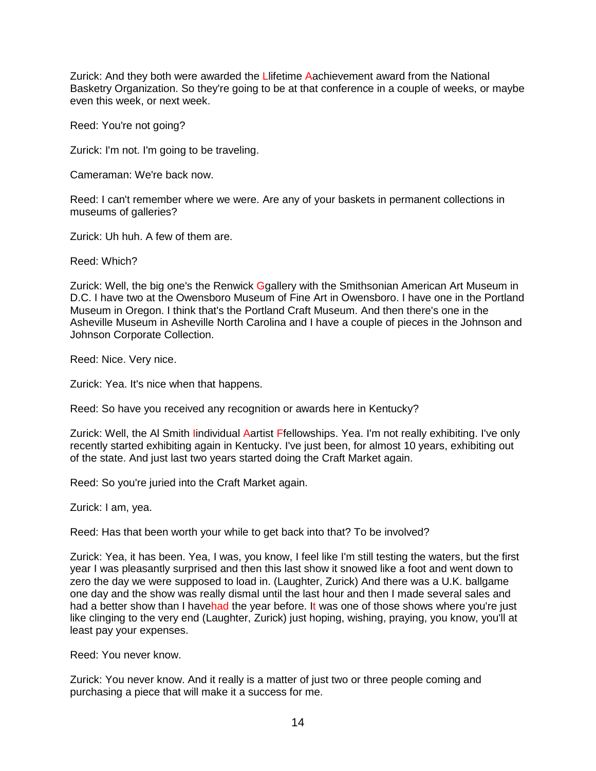Zurick: And they both were awarded the Llifetime Aachievement award from the National Basketry Organization. So they're going to be at that conference in a couple of weeks, or maybe even this week, or next week.

Reed: You're not going?

Zurick: I'm not. I'm going to be traveling.

Cameraman: We're back now.

Reed: I can't remember where we were. Are any of your baskets in permanent collections in museums of galleries?

Zurick: Uh huh. A few of them are.

Reed: Which?

Zurick: Well, the big one's the Renwick Ggallery with the Smithsonian American Art Museum in D.C. I have two at the Owensboro Museum of Fine Art in Owensboro. I have one in the Portland Museum in Oregon. I think that's the Portland Craft Museum. And then there's one in the Asheville Museum in Asheville North Carolina and I have a couple of pieces in the Johnson and Johnson Corporate Collection.

Reed: Nice. Very nice.

Zurick: Yea. It's nice when that happens.

Reed: So have you received any recognition or awards here in Kentucky?

Zurick: Well, the Al Smith Iindividual Aartist Ffellowships. Yea. I'm not really exhibiting. I've only recently started exhibiting again in Kentucky. I've just been, for almost 10 years, exhibiting out of the state. And just last two years started doing the Craft Market again.

Reed: So you're juried into the Craft Market again.

Zurick: I am, yea.

Reed: Has that been worth your while to get back into that? To be involved?

Zurick: Yea, it has been. Yea, I was, you know, I feel like I'm still testing the waters, but the first year I was pleasantly surprised and then this last show it snowed like a foot and went down to zero the day we were supposed to load in. (Laughter, Zurick) And there was a U.K. ballgame one day and the show was really dismal until the last hour and then I made several sales and had a better show than I havehad the year before. It was one of those shows where you're just like clinging to the very end (Laughter, Zurick) just hoping, wishing, praying, you know, you'll at least pay your expenses.

Reed: You never know.

Zurick: You never know. And it really is a matter of just two or three people coming and purchasing a piece that will make it a success for me.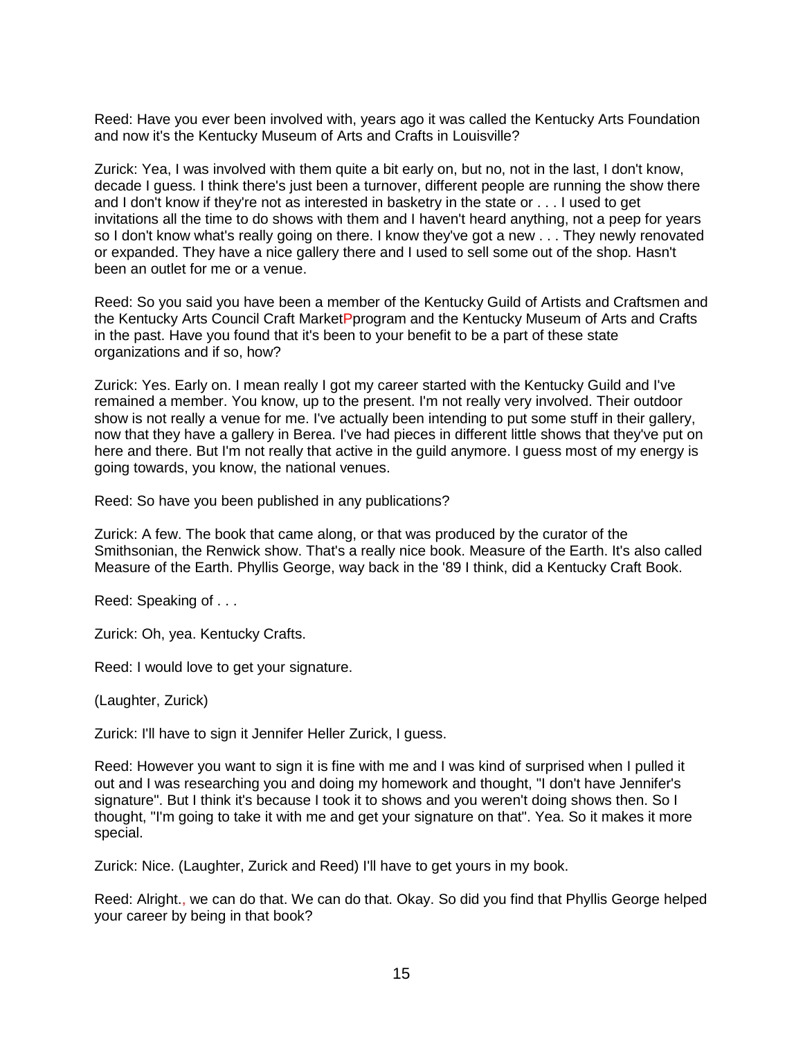Reed: Have you ever been involved with, years ago it was called the Kentucky Arts Foundation and now it's the Kentucky Museum of Arts and Crafts in Louisville?

Zurick: Yea, I was involved with them quite a bit early on, but no, not in the last, I don't know, decade I guess. I think there's just been a turnover, different people are running the show there and I don't know if they're not as interested in basketry in the state or . . . I used to get invitations all the time to do shows with them and I haven't heard anything, not a peep for years so I don't know what's really going on there. I know they've got a new . . . They newly renovated or expanded. They have a nice gallery there and I used to sell some out of the shop. Hasn't been an outlet for me or a venue.

Reed: So you said you have been a member of the Kentucky Guild of Artists and Craftsmen and the Kentucky Arts Council Craft MarketPprogram and the Kentucky Museum of Arts and Crafts in the past. Have you found that it's been to your benefit to be a part of these state organizations and if so, how?

Zurick: Yes. Early on. I mean really I got my career started with the Kentucky Guild and I've remained a member. You know, up to the present. I'm not really very involved. Their outdoor show is not really a venue for me. I've actually been intending to put some stuff in their gallery, now that they have a gallery in Berea. I've had pieces in different little shows that they've put on here and there. But I'm not really that active in the guild anymore. I guess most of my energy is going towards, you know, the national venues.

Reed: So have you been published in any publications?

Zurick: A few. The book that came along, or that was produced by the curator of the Smithsonian, the Renwick show. That's a really nice book. Measure of the Earth. It's also called Measure of the Earth. Phyllis George, way back in the '89 I think, did a Kentucky Craft Book.

Reed: Speaking of . . .

Zurick: Oh, yea. Kentucky Crafts.

Reed: I would love to get your signature.

(Laughter, Zurick)

Zurick: I'll have to sign it Jennifer Heller Zurick, I guess.

Reed: However you want to sign it is fine with me and I was kind of surprised when I pulled it out and I was researching you and doing my homework and thought, "I don't have Jennifer's signature". But I think it's because I took it to shows and you weren't doing shows then. So I thought, "I'm going to take it with me and get your signature on that". Yea. So it makes it more special.

Zurick: Nice. (Laughter, Zurick and Reed) I'll have to get yours in my book.

Reed: Alright., we can do that. We can do that. Okay. So did you find that Phyllis George helped your career by being in that book?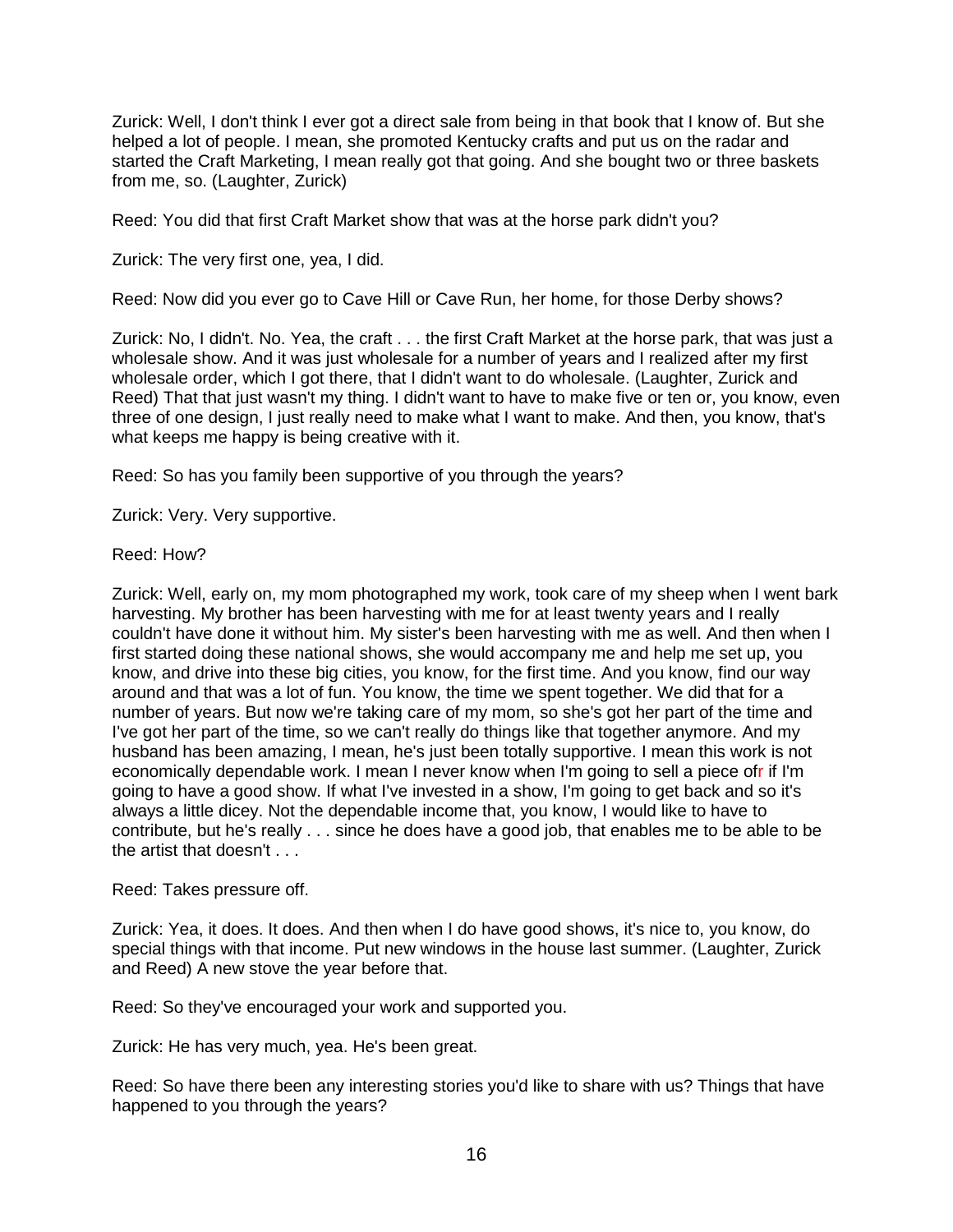Zurick: Well, I don't think I ever got a direct sale from being in that book that I know of. But she helped a lot of people. I mean, she promoted Kentucky crafts and put us on the radar and started the Craft Marketing, I mean really got that going. And she bought two or three baskets from me, so. (Laughter, Zurick)

Reed: You did that first Craft Market show that was at the horse park didn't you?

Zurick: The very first one, yea, I did.

Reed: Now did you ever go to Cave Hill or Cave Run, her home, for those Derby shows?

Zurick: No, I didn't. No. Yea, the craft . . . the first Craft Market at the horse park, that was just a wholesale show. And it was just wholesale for a number of years and I realized after my first wholesale order, which I got there, that I didn't want to do wholesale. (Laughter, Zurick and Reed) That that just wasn't my thing. I didn't want to have to make five or ten or, you know, even three of one design, I just really need to make what I want to make. And then, you know, that's what keeps me happy is being creative with it.

Reed: So has you family been supportive of you through the years?

Zurick: Very. Very supportive.

Reed: How?

Zurick: Well, early on, my mom photographed my work, took care of my sheep when I went bark harvesting. My brother has been harvesting with me for at least twenty years and I really couldn't have done it without him. My sister's been harvesting with me as well. And then when I first started doing these national shows, she would accompany me and help me set up, you know, and drive into these big cities, you know, for the first time. And you know, find our way around and that was a lot of fun. You know, the time we spent together. We did that for a number of years. But now we're taking care of my mom, so she's got her part of the time and I've got her part of the time, so we can't really do things like that together anymore. And my husband has been amazing, I mean, he's just been totally supportive. I mean this work is not economically dependable work. I mean I never know when I'm going to sell a piece ofr if I'm going to have a good show. If what I've invested in a show, I'm going to get back and so it's always a little dicey. Not the dependable income that, you know, I would like to have to contribute, but he's really . . . since he does have a good job, that enables me to be able to be the artist that doesn't . . .

Reed: Takes pressure off.

Zurick: Yea, it does. It does. And then when I do have good shows, it's nice to, you know, do special things with that income. Put new windows in the house last summer. (Laughter, Zurick and Reed) A new stove the year before that.

Reed: So they've encouraged your work and supported you.

Zurick: He has very much, yea. He's been great.

Reed: So have there been any interesting stories you'd like to share with us? Things that have happened to you through the years?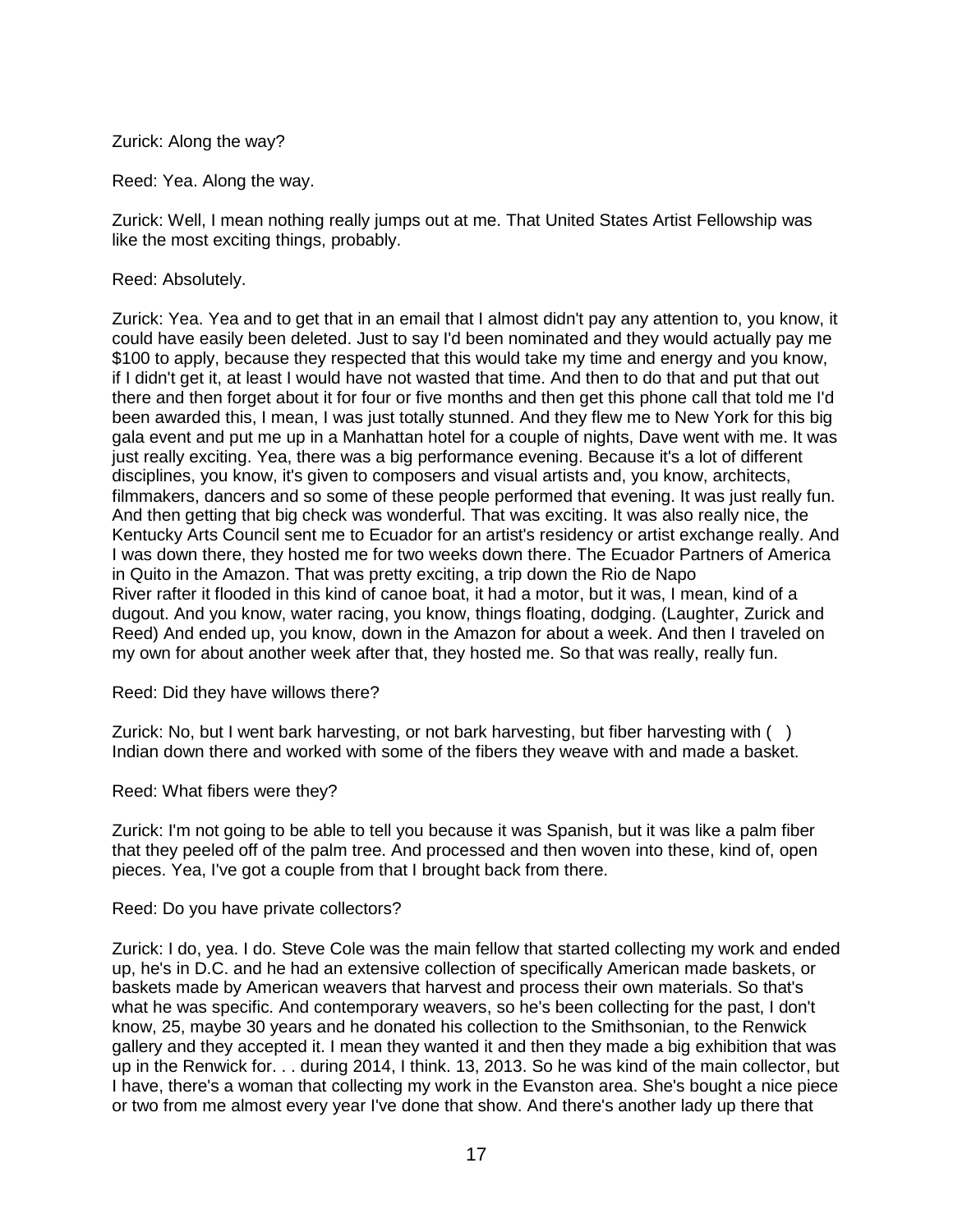Zurick: Along the way?

Reed: Yea. Along the way.

Zurick: Well, I mean nothing really jumps out at me. That United States Artist Fellowship was like the most exciting things, probably.

Reed: Absolutely.

Zurick: Yea. Yea and to get that in an email that I almost didn't pay any attention to, you know, it could have easily been deleted. Just to say I'd been nominated and they would actually pay me $100 to apply, because they respected that this would take my time and energy and you know, if I didn't get it, at least I would have not wasted that time. And then to do that and put that out there and then forget about it for four or five months and then get this phone call that told me I'd been awarded this, I mean, I was just totally stunned. And they flew me to New York for this big gala event and put me up in a Manhattan hotel for a couple of nights, Dave went with me. It was just really exciting. Yea, there was a big performance evening. Because it's a lot of different disciplines, you know, it's given to composers and visual artists and, you know, architects, filmmakers, dancers and so some of these people performed that evening. It was just really fun. And then getting that big check was wonderful. That was exciting. It was also really nice, the Kentucky Arts Council sent me to Ecuador for an artist's residency or artist exchange really. And I was down there, they hosted me for two weeks down there. The Ecuador Partners of America in Quito in the Amazon. That was pretty exciting, a trip down the Rio de Napo River rafter it flooded in this kind of canoe boat, it had a motor, but it was, I mean, kind of a dugout. And you know, water racing, you know, things floating, dodging. (Laughter, Zurick and Reed) And ended up, you know, down in the Amazon for about a week. And then I traveled on my own for about another week after that, they hosted me. So that was really, really fun.

Reed: Did they have willows there?

Zurick: No, but I went bark harvesting, or not bark harvesting, but fiber harvesting with ( ) Indian down there and worked with some of the fibers they weave with and made a basket.

Reed: What fibers were they?

Zurick: I'm not going to be able to tell you because it was Spanish, but it was like a palm fiber that they peeled off of the palm tree. And processed and then woven into these, kind of, open pieces. Yea, I've got a couple from that I brought back from there.

Reed: Do you have private collectors?

Zurick: I do, yea. I do. Steve Cole was the main fellow that started collecting my work and ended up, he's in D.C. and he had an extensive collection of specifically American made baskets, or baskets made by American weavers that harvest and process their own materials. So that's what he was specific. And contemporary weavers, so he's been collecting for the past, I don't know, 25, maybe 30 years and he donated his collection to the Smithsonian, to the Renwick gallery and they accepted it. I mean they wanted it and then they made a big exhibition that was up in the Renwick for. . . during 2014, I think. 13, 2013. So he was kind of the main collector, but I have, there's a woman that collecting my work in the Evanston area. She's bought a nice piece or two from me almost every year I've done that show. And there's another lady up there that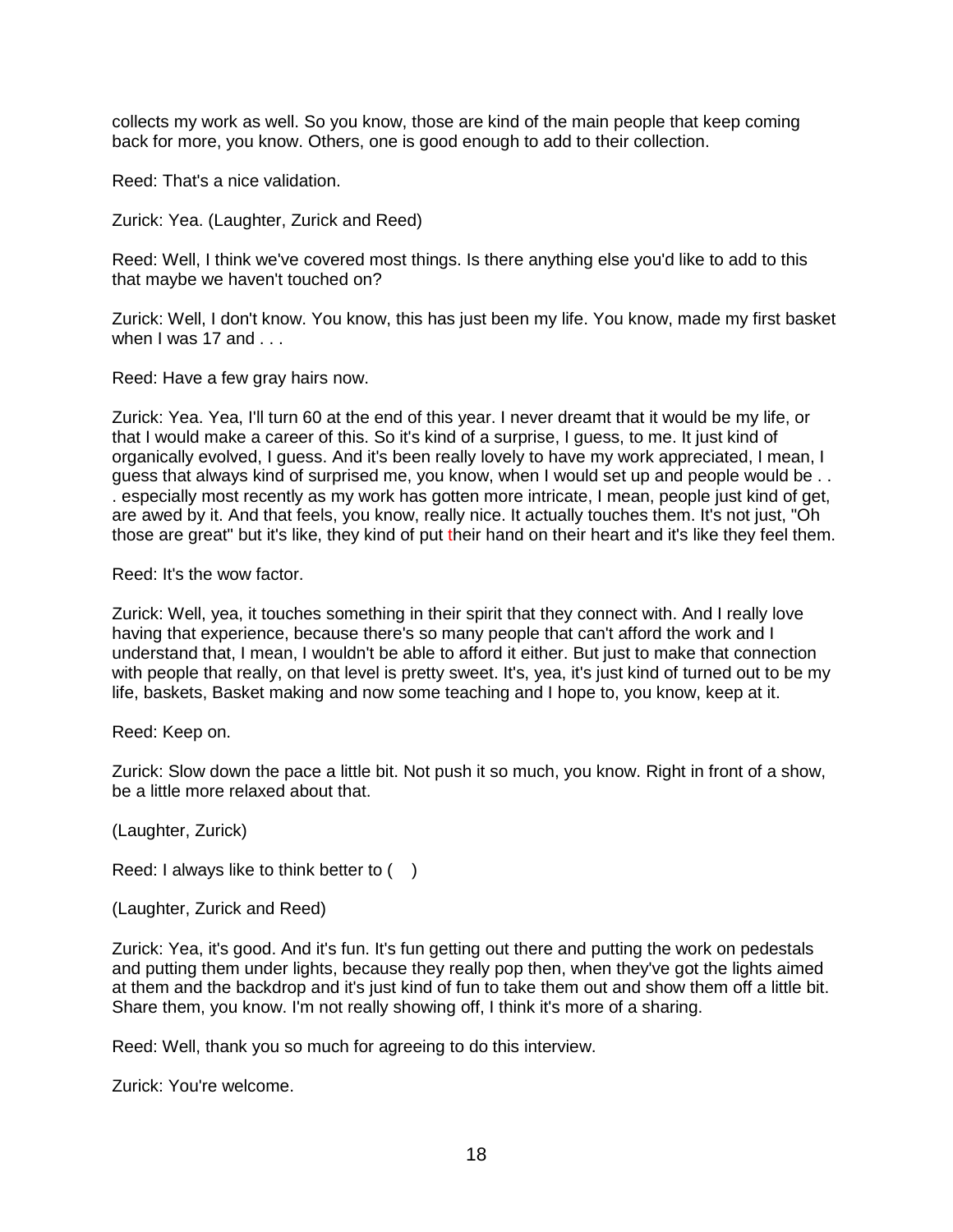collects my work as well. So you know, those are kind of the main people that keep coming back for more, you know. Others, one is good enough to add to their collection.

Reed: That's a nice validation.

Zurick: Yea. (Laughter, Zurick and Reed)

Reed: Well, I think we've covered most things. Is there anything else you'd like to add to this that maybe we haven't touched on?

Zurick: Well, I don't know. You know, this has just been my life. You know, made my first basket when I was 17 and . . .

Reed: Have a few gray hairs now.

Zurick: Yea. Yea, I'll turn 60 at the end of this year. I never dreamt that it would be my life, or that I would make a career of this. So it's kind of a surprise, I guess, to me. It just kind of organically evolved, I guess. And it's been really lovely to have my work appreciated, I mean, I guess that always kind of surprised me, you know, when I would set up and people would be . . . especially most recently as my work has gotten more intricate, I mean, people just kind of get, are awed by it. And that feels, you know, really nice. It actually touches them. It's not just, "Oh those are great" but it's like, they kind of put their hand on their heart and it's like they feel them.

Reed: It's the wow factor.

Zurick: Well, yea, it touches something in their spirit that they connect with. And I really love having that experience, because there's so many people that can't afford the work and I understand that, I mean, I wouldn't be able to afford it either. But just to make that connection with people that really, on that level is pretty sweet. It's, yea, it's just kind of turned out to be my life, baskets, Basket making and now some teaching and I hope to, you know, keep at it.

Reed: Keep on.

Zurick: Slow down the pace a little bit. Not push it so much, you know. Right in front of a show, be a little more relaxed about that.

(Laughter, Zurick)

Reed: I always like to think better to (    )

(Laughter, Zurick and Reed)

Zurick: Yea, it's good. And it's fun. It's fun getting out there and putting the work on pedestals and putting them under lights, because they really pop then, when they've got the lights aimed at them and the backdrop and it's just kind of fun to take them out and show them off a little bit. Share them, you know. I'm not really showing off, I think it's more of a sharing.

Reed: Well, thank you so much for agreeing to do this interview.

Zurick: You're welcome.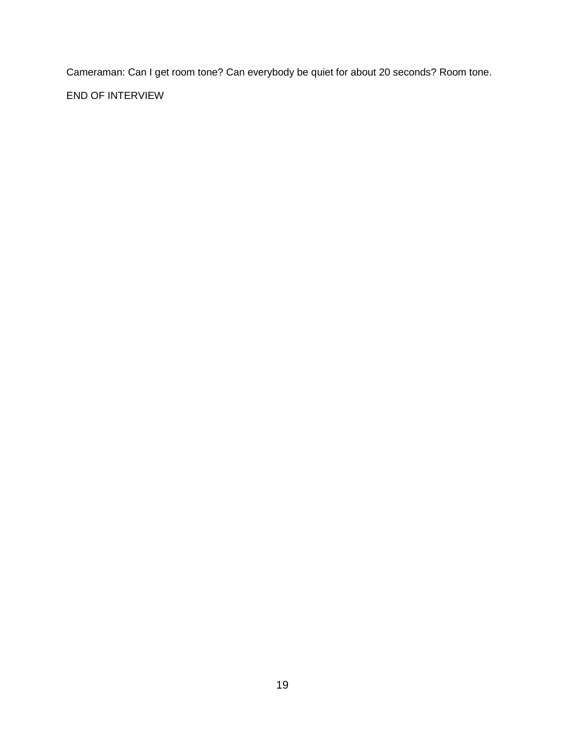Cameraman: Can I get room tone? Can everybody be quiet for about 20 seconds? Room tone.

END OF INTERVIEW